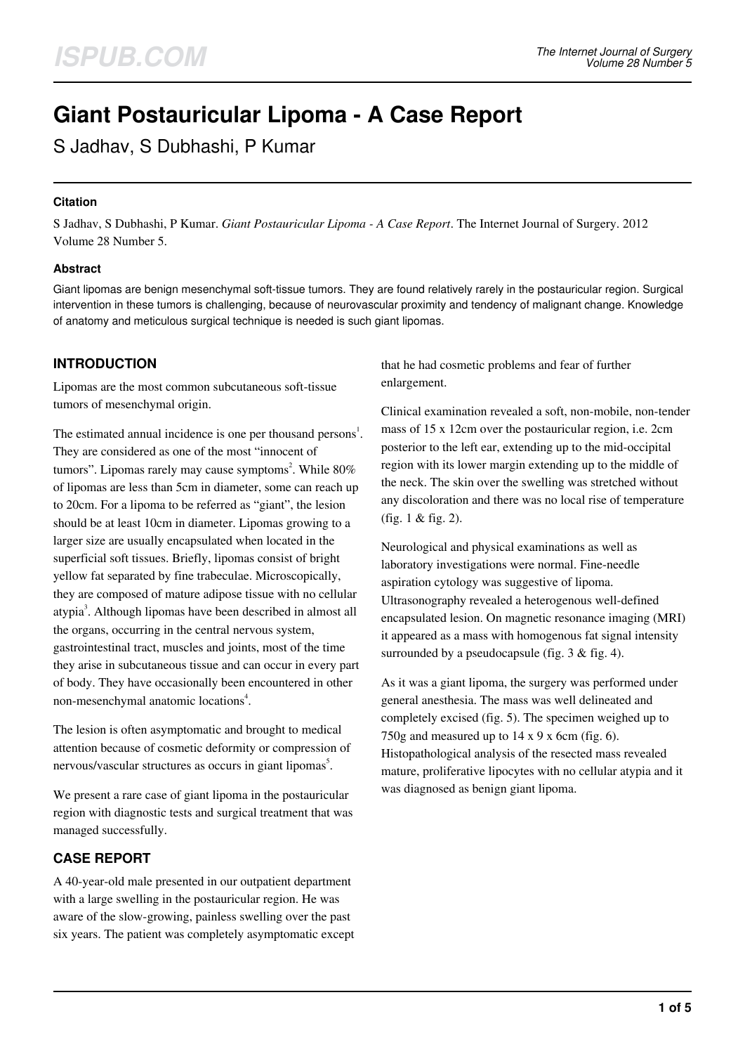# Giant Postauricular Lipoma - A Case Report

S Jadhav, S Dubhashi, P Kumar

### Citation

S Jadhav, S Dubhashi, P Kumar. *Giant Postauricular Lipoma - A Case Report*. The Internet Journal of Surgery. 2012 Volume 28 Number 5.

### Abstract

Giant lipomas are benign mesenchymal soft-tissue tumors. They are found relatively rarely in the postauricular region. Surgical intervention in these tumors is challenging, because of neurovascular proximity and tendency of malignant change. Knowledge of anatomy and meticulous surgical technique is needed is such giant lipomas.

## INTRODUCTION

Lipomas are the most common subcutaneous soft-tissue tumors of mesenchymal origin.

The estimated annual incidence is one per thousand persons[1]. They are considered as one of the most "innocent of tumors". Lipomas rarely may cause symptoms[2]. While 80% of lipomas are less than 5cm in diameter, some can reach up to 20cm. For a lipoma to be referred as "giant", the lesion should be at least 10cm in diameter. Lipomas growing to a larger size are usually encapsulated when located in the superficial soft tissues. Briefly, lipomas consist of bright yellow fat separated by fine trabeculae. Microscopically, they are composed of mature adipose tissue with no cellular atypia[3]. Although lipomas have been described in almost all the organs, occurring in the central nervous system, gastrointestinal tract, muscles and joints, most of the time they arise in subcutaneous tissue and can occur in every part of body. They have occasionally been encountered in other non-mesenchymal anatomic locations[4].

The lesion is often asymptomatic and brought to medical attention because of cosmetic deformity or compression of nervous/vascular structures as occurs in giant lipomas[5].

We present a rare case of giant lipoma in the postauricular region with diagnostic tests and surgical treatment that was managed successfully.

## CASE REPORT

A 40-year-old male presented in our outpatient department with a large swelling in the postauricular region. He was aware of the slow-growing, painless swelling over the past six years. The patient was completely asymptomatic except that he had cosmetic problems and fear of further enlargement.

Clinical examination revealed a soft, non-mobile, non-tender mass of 15 x 12cm over the postauricular region, i.e. 2cm posterior to the left ear, extending up to the mid-occipital region with its lower margin extending up to the middle of the neck. The skin over the swelling was stretched without any discoloration and there was no local rise of temperature (fig. 1 & fig. 2).

Neurological and physical examinations as well as laboratory investigations were normal. Fine-needle aspiration cytology was suggestive of lipoma. Ultrasonography revealed a heterogenous well-defined encapsulated lesion. On magnetic resonance imaging (MRI) it appeared as a mass with homogenous fat signal intensity surrounded by a pseudocapsule (fig. 3 & fig. 4).

As it was a giant lipoma, the surgery was performed under general anesthesia. The mass was well delineated and completely excised (fig. 5). The specimen weighed up to 750g and measured up to 14 x 9 x 6cm (fig. 6). Histopathological analysis of the resected mass revealed mature, proliferative lipocytes with no cellular atypia and it was diagnosed as benign giant lipoma.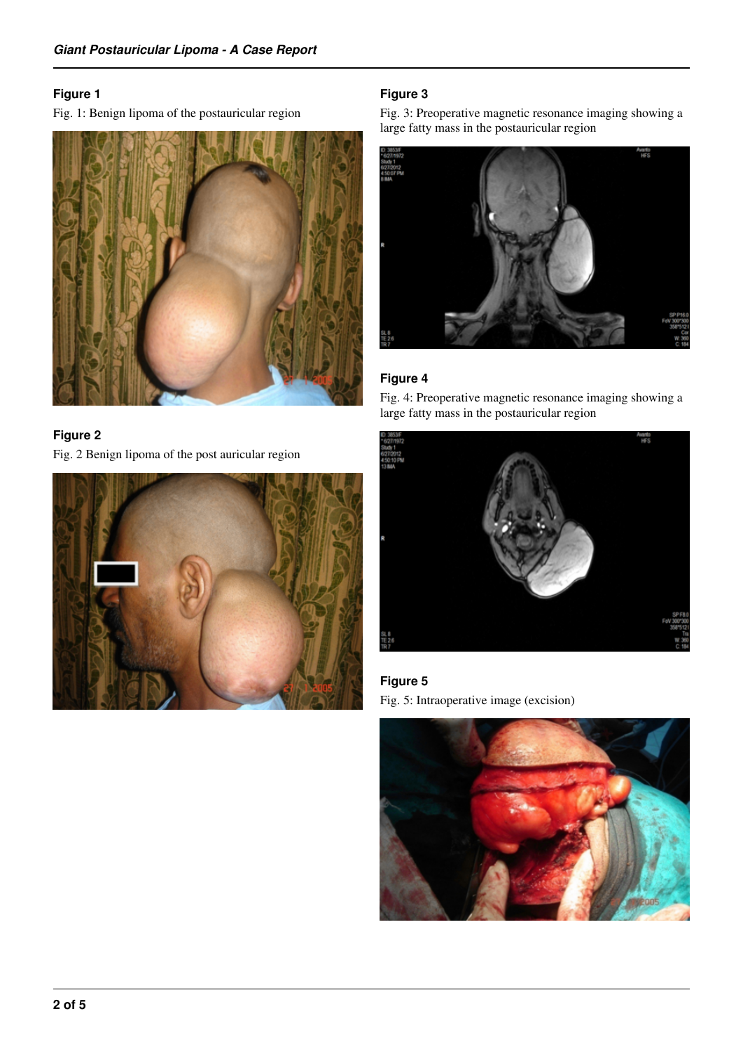**Figure 1**

Fig. 1: Benign lipoma of the postauricular region

**Figure 2**

Fig. 2 Benign lipoma of the post auricular region

**Figure 3**

Fig. 3: Preoperative magnetic resonance imaging showing a large fatty mass in the postauricular region

**Figure 4**

Fig. 4: Preoperative magnetic resonance imaging showing a large fatty mass in the postauricular region

**Figure 5**

Fig. 5: Intraoperative image (excision)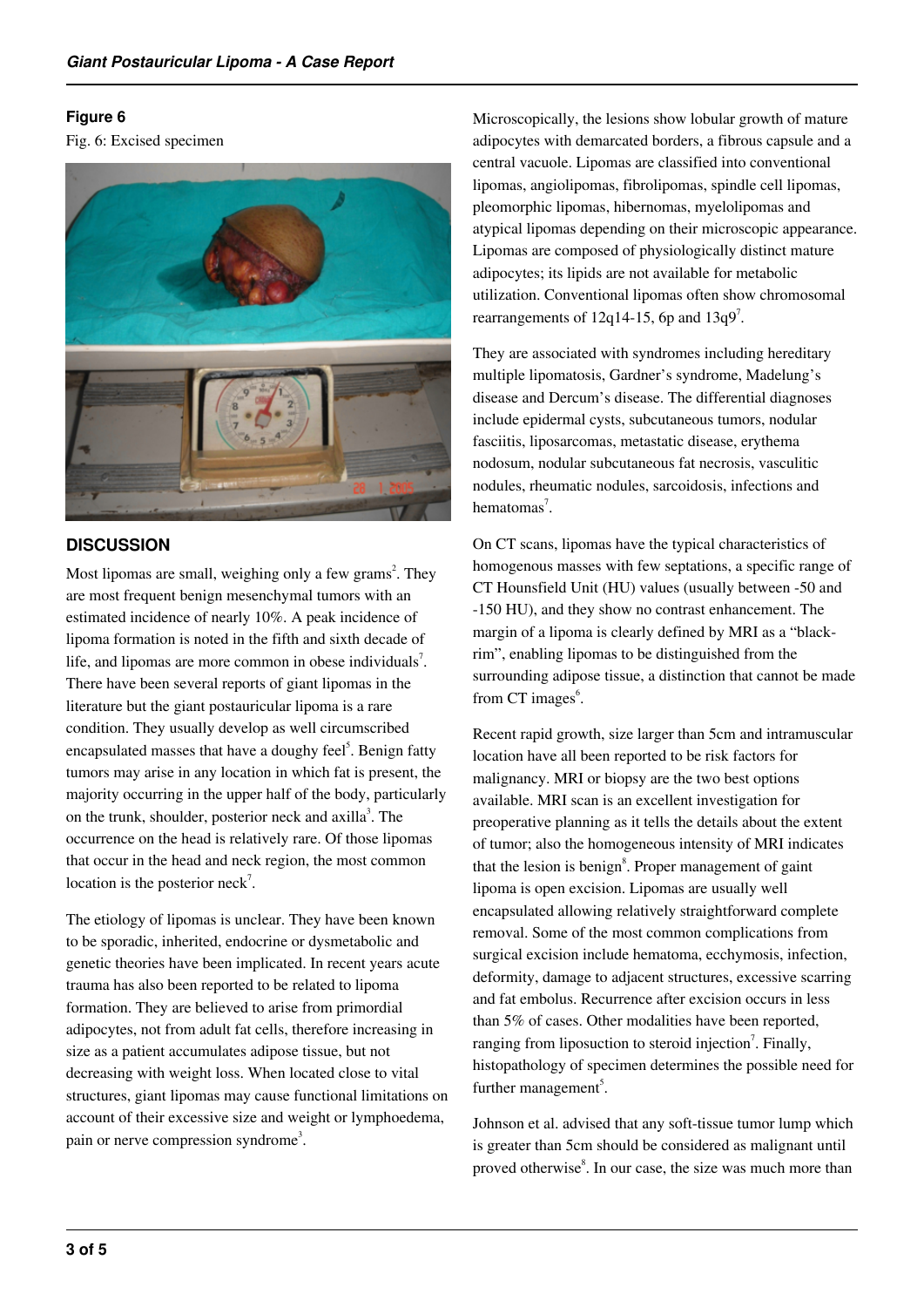**Figure 6**

Fig. 6: Excised specimen

## DISCUSSION

Most lipomas are small, weighing only a few grams[2]. They are most frequent benign mesenchymal tumors with an estimated incidence of nearly 10%. A peak incidence of lipoma formation is noted in the fifth and sixth decade of life, and lipomas are more common in obese individuals[7]. There have been several reports of giant lipomas in the literature but the giant postauricular lipoma is a rare condition. They usually develop as well circumscribed encapsulated masses that have a doughy feel[5]. Benign fatty tumors may arise in any location in which fat is present, the majority occurring in the upper half of the body, particularly on the trunk, shoulder, posterior neck and axilla[3]. The occurrence on the head is relatively rare. Of those lipomas that occur in the head and neck region, the most common location is the posterior neck[7].

The etiology of lipomas is unclear. They have been known to be sporadic, inherited, endocrine or dysmetabolic and genetic theories have been implicated. In recent years acute trauma has also been reported to be related to lipoma formation. They are believed to arise from primordial adipocytes, not from adult fat cells, therefore increasing in size as a patient accumulates adipose tissue, but not decreasing with weight loss. When located close to vital structures, giant lipomas may cause functional limitations on account of their excessive size and weight or lymphoedema, pain or nerve compression syndrome[3].

Microscopically, the lesions show lobular growth of mature adipocytes with demarcated borders, a fibrous capsule and a central vacuole. Lipomas are classified into conventional lipomas, angiolipomas, fibrolipomas, spindle cell lipomas, pleomorphic lipomas, hibernomas, myelolipomas and atypical lipomas depending on their microscopic appearance. Lipomas are composed of physiologically distinct mature adipocytes; its lipids are not available for metabolic utilization. Conventional lipomas often show chromosomal rearrangements of 12q14-15, 6p and 13q9[7].

They are associated with syndromes including hereditary multiple lipomatosis, Gardner's syndrome, Madelung's disease and Dercum's disease. The differential diagnoses include epidermal cysts, subcutaneous tumors, nodular fasciitis, liposarcomas, metastatic disease, erythema nodosum, nodular subcutaneous fat necrosis, vasculitic nodules, rheumatic nodules, sarcoidosis, infections and hematomas[7].

On CT scans, lipomas have the typical characteristics of homogenous masses with few septations, a specific range of CT Hounsfield Unit (HU) values (usually between -50 and -150 HU), and they show no contrast enhancement. The margin of a lipoma is clearly defined by MRI as a "black-rim", enabling lipomas to be distinguished from the surrounding adipose tissue, a distinction that cannot be made from CT images[6].

Recent rapid growth, size larger than 5cm and intramuscular location have all been reported to be risk factors for malignancy. MRI or biopsy are the two best options available. MRI scan is an excellent investigation for preoperative planning as it tells the details about the extent of tumor; also the homogeneous intensity of MRI indicates that the lesion is benign[8]. Proper management of gaint lipoma is open excision. Lipomas are usually well encapsulated allowing relatively straightforward complete removal. Some of the most common complications from surgical excision include hematoma, ecchymosis, infection, deformity, damage to adjacent structures, excessive scarring and fat embolus. Recurrence after excision occurs in less than 5% of cases. Other modalities have been reported, ranging from liposuction to steroid injection[7]. Finally, histopathology of specimen determines the possible need for further management[5].

Johnson et al. advised that any soft-tissue tumor lump which is greater than 5cm should be considered as malignant until proved otherwise[8]. In our case, the size was much more than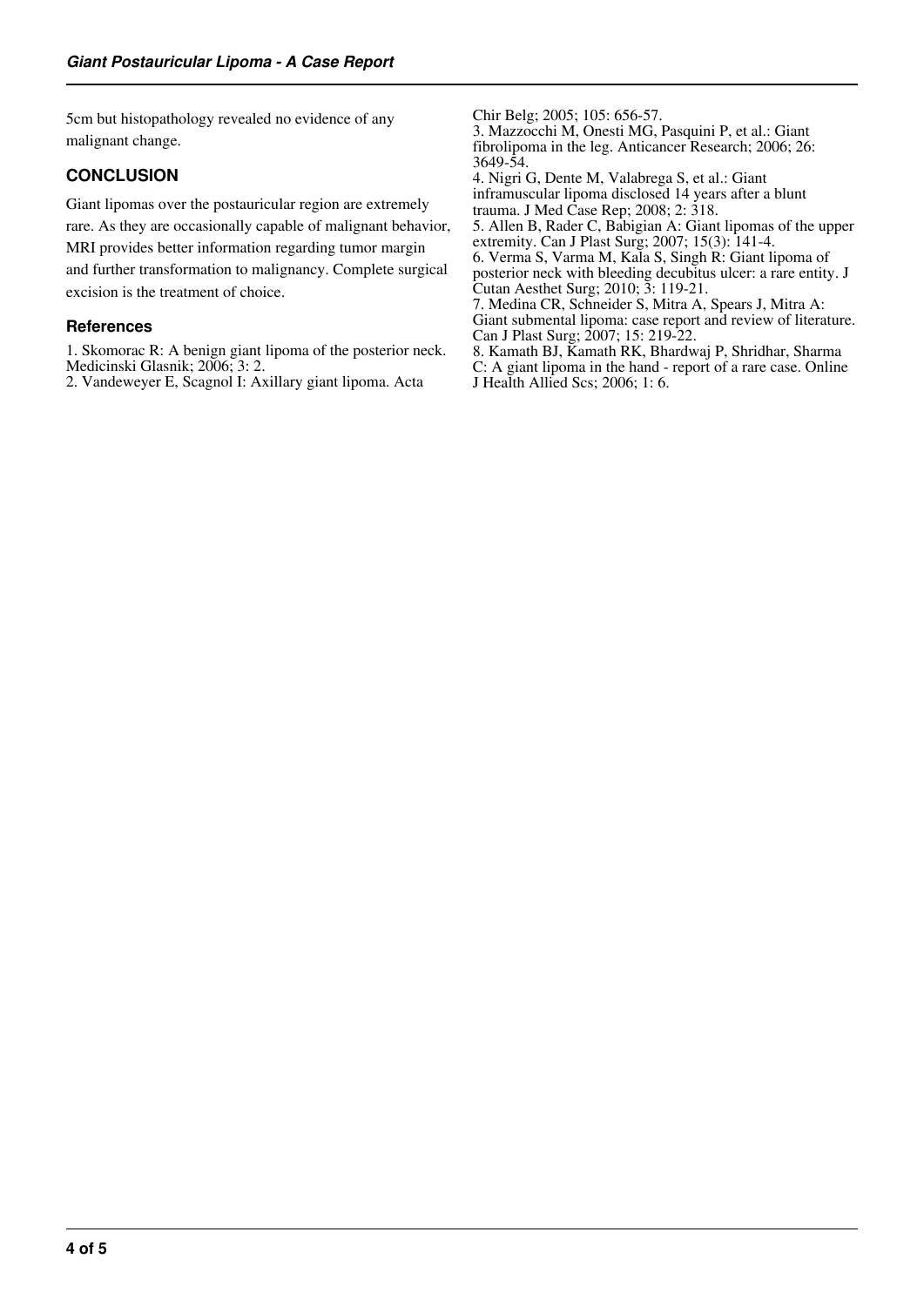5cm but histopathology revealed no evidence of any malignant change.

## CONCLUSION

Giant lipomas over the postauricular region are extremely rare. As they are occasionally capable of malignant behavior, MRI provides better information regarding tumor margin and further transformation to malignancy. Complete surgical excision is the treatment of choice.

### References

1. Skomorac R: A benign giant lipoma of the posterior neck. Medicinski Glasnik; 2006; 3: 2.
2. Vandeweyer E, Scagnol I: Axillary giant lipoma. Acta Chir Belg; 2005; 105: 656-57.
3. Mazzocchi M, Onesti MG, Pasquini P, et al.: Giant fibrolipoma in the leg. Anticancer Research; 2006; 26: 3649-54.
4. Nigri G, Dente M, Valabrega S, et al.: Giant inframuscular lipoma disclosed 14 years after a blunt trauma. J Med Case Rep; 2008; 2: 318.
5. Allen B, Rader C, Babigian A: Giant lipomas of the upper extremity. Can J Plast Surg; 2007; 15(3): 141-4.
6. Verma S, Varma M, Kala S, Singh R: Giant lipoma of posterior neck with bleeding decubitus ulcer: a rare entity. J Cutan Aesthet Surg; 2010; 3: 119-21.
7. Medina CR, Schneider S, Mitra A, Spears J, Mitra A: Giant submental lipoma: case report and review of literature. Can J Plast Surg; 2007; 15: 219-22.
8. Kamath BJ, Kamath RK, Bhardwaj P, Shridhar, Sharma C: A giant lipoma in the hand - report of a rare case. Online J Health Allied Scs; 2006; 1: 6.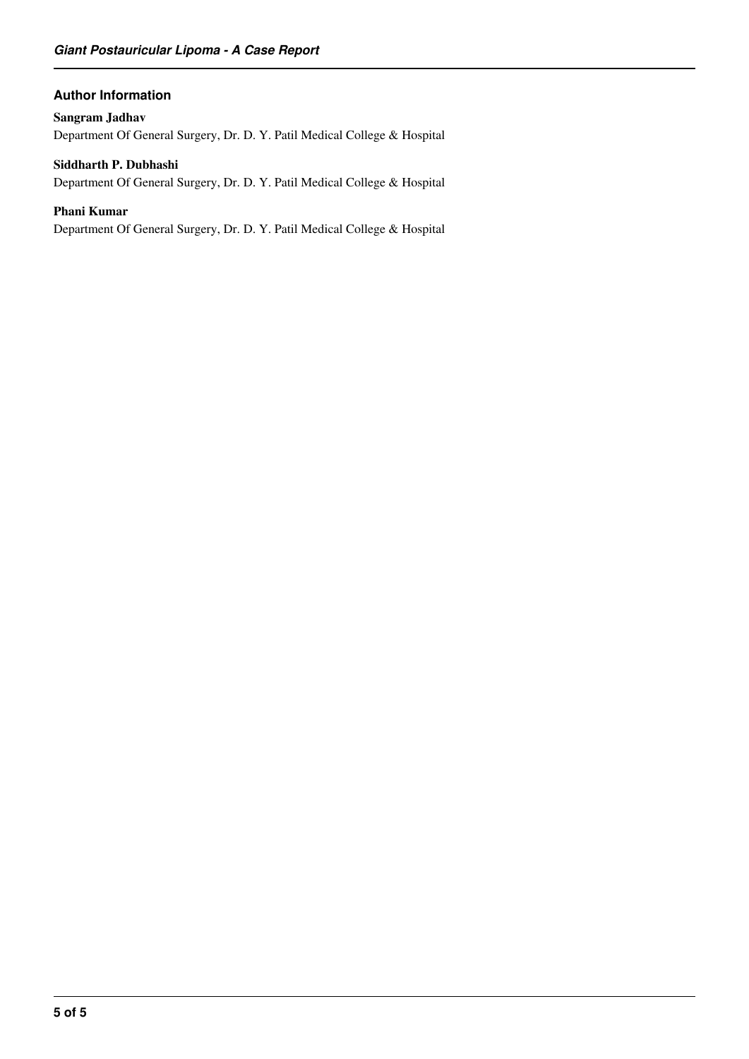## Author Information

**Sangram Jadhav**
Department Of General Surgery, Dr. D. Y. Patil Medical College & Hospital

**Siddharth P. Dubhashi**
Department Of General Surgery, Dr. D. Y. Patil Medical College & Hospital

**Phani Kumar**
Department Of General Surgery, Dr. D. Y. Patil Medical College & Hospital